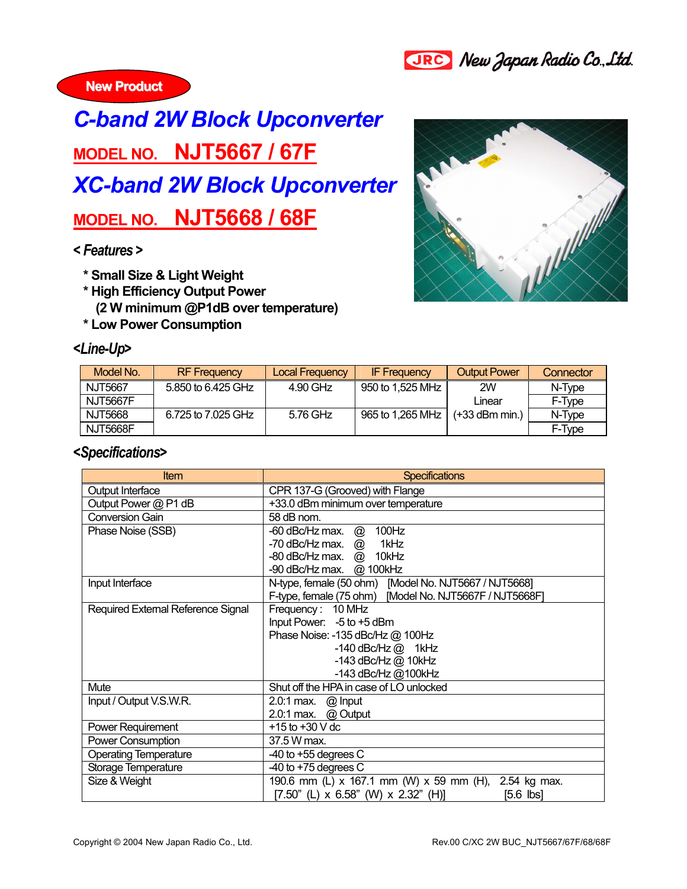New Product

# C-band 2W Block Upconverter

## MODEL NO. NJT5667 / 67F

# XC-band 2W Block Upconverter

## MODEL NO. NJT5668 / 68F

### < Features >

* Small Size & Light Weight
* High Efficiency Output Power
  (2 W minimum @P1dB over temperature)
* Low Power Consumption

### <Line-Up>

| Model No. | RF Frequency | Local Frequency | IF Frequency | Output Power | Connector |
|---|---|---|---|---|---|
| NJT5667 | 5.850 to 6.425 GHz | 4.90 GHz | 950 to 1,525 MHz | 2W Linear (+33 dBm min.) | N-Type |
| NJT5667F | | | | | F-Type |
| NJT5668 | 6.725 to 7.025 GHz | 5.76 GHz | 965 to 1,265 MHz | | N-Type |
| NJT5668F | | | | | F-Type |

### <Specifications>

| Item | Specifications |
|---|---|
| Output Interface | CPR 137-G (Grooved) with Flange |
| Output Power @ P1 dB | +33.0 dBm minimum over temperature |
| Conversion Gain | 58 dB nom. |
| Phase Noise (SSB) | -60 dBc/Hz max. @ 100Hz<br>-70 dBc/Hz max. @ 1kHz<br>-80 dBc/Hz max. @ 10kHz<br>-90 dBc/Hz max. @ 100kHz |
| Input Interface | N-type, female (50 ohm) [Model No. NJT5667 / NJT5668]<br>F-type, female (75 ohm) [Model No. NJT5667F / NJT5668F] |
| Required External Reference Signal | Frequency : 10 MHz<br>Input Power: -5 to +5 dBm<br>Phase Noise: -135 dBc/Hz @ 100Hz<br>-140 dBc/Hz @ 1kHz<br>-143 dBc/Hz @ 10kHz<br>-143 dBc/Hz @100kHz |
| Mute | Shut off the HPA in case of LO unlocked |
| Input / Output V.S.W.R. | 2.0:1 max. @ Input<br>2.0:1 max. @ Output |
| Power Requirement | +15 to +30 V dc |
| Power Consumption | 37.5 W max. |
| Operating Temperature | -40 to +55 degrees C |
| Storage Temperature | -40 to +75 degrees C |
| Size & Weight | 190.6 mm (L) x 167.1 mm (W) x 59 mm (H), 2.54 kg max.<br>[7.50" (L) x 6.58" (W) x 2.32" (H)] [5.6 lbs] |

Copyright © 2004 New Japan Radio Co., Ltd.

Rev.00 C/XC 2W BUC_NJT5667/67F/68/68F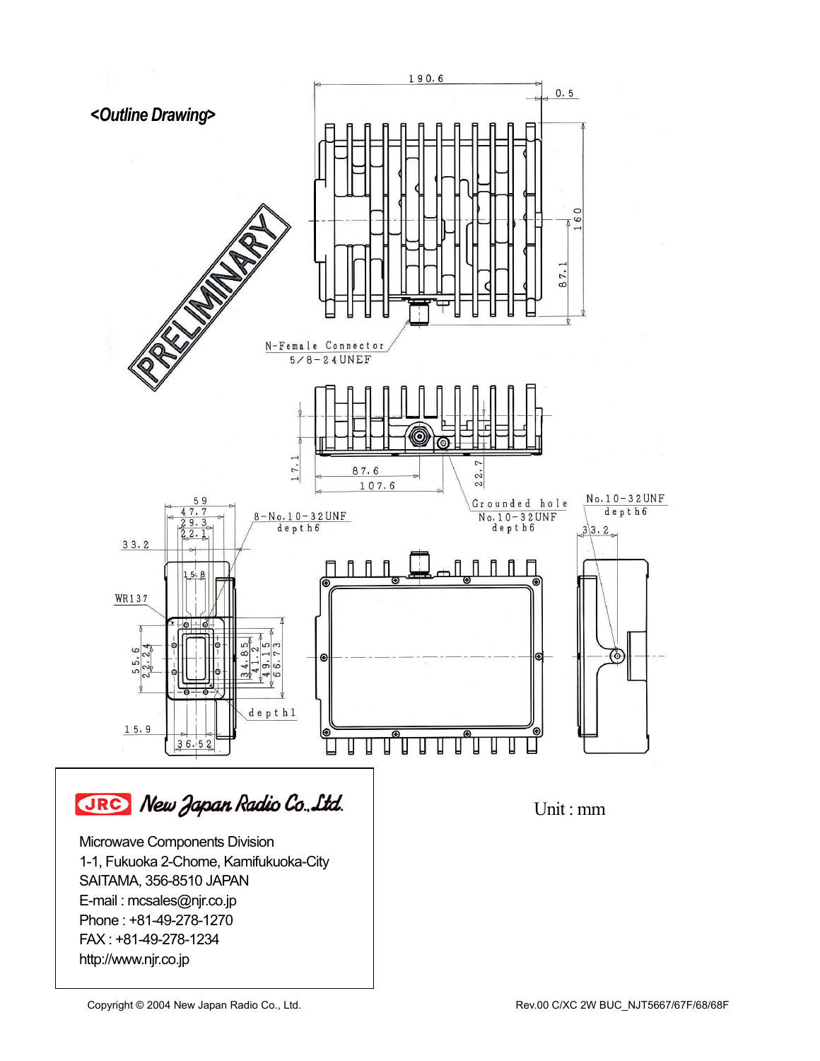*<Outline Drawing>*

PRELIMINARY

190.6

0.5

160

87.1

N-Female Connector
5/8-24UNEF

17.1

87.6

107.6

22.7

Grounded hole
No.10-32UNF
depth6

No.10-32UNF
depth6

33.2

59
47.7
29.3
22.1

8-No.10-32UNF
depth6

33.2

15.8

WR137

55.6
22.24

34.85
41.2
49.15
66.73

depth1

15.9

36.52

New Japan Radio Co.,Ltd.

Microwave Components Division
1-1, Fukuoka 2-Chome, Kamifukuoka-City
SAITAMA, 356-8510 JAPAN
E-mail : mcsales@njr.co.jp
Phone : +81-49-278-1270
FAX : +81-49-278-1234
http://www.njr.co.jp

Unit : mm

Copyright © 2004 New Japan Radio Co., Ltd.

Rev.00 C/XC 2W BUC_NJT5667/67F/68/68F